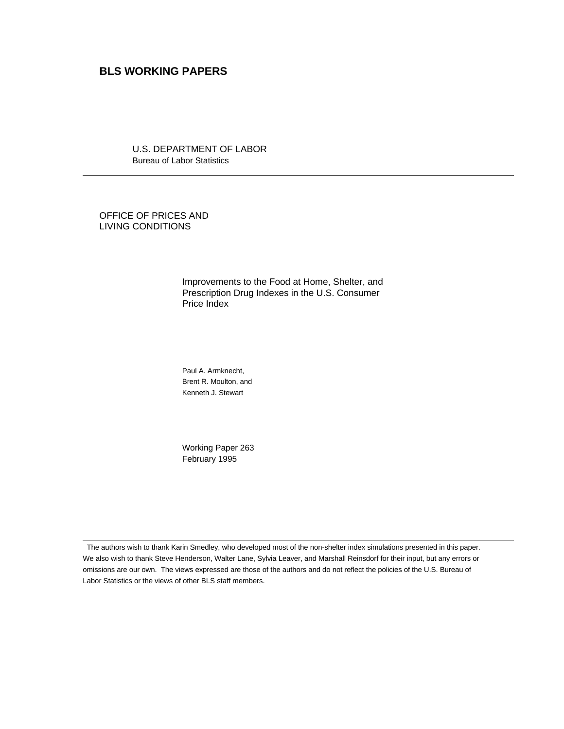# BLS WORKING PAPERS

U.S. DEPARTMENT OF LABOR
Bureau of Labor Statistics

---

OFFICE OF PRICES AND
LIVING CONDITIONS

## Improvements to the Food at Home, Shelter, and Prescription Drug Indexes in the U.S. Consumer Price Index

Paul A. Armknecht,
Brent R. Moulton, and
Kenneth J. Stewart

Working Paper 263
February 1995

---

The authors wish to thank Karin Smedley, who developed most of the non-shelter index simulations presented in this paper. We also wish to thank Steve Henderson, Walter Lane, Sylvia Leaver, and Marshall Reinsdorf for their input, but any errors or omissions are our own. The views expressed are those of the authors and do not reflect the policies of the U.S. Bureau of Labor Statistics or the views of other BLS staff members.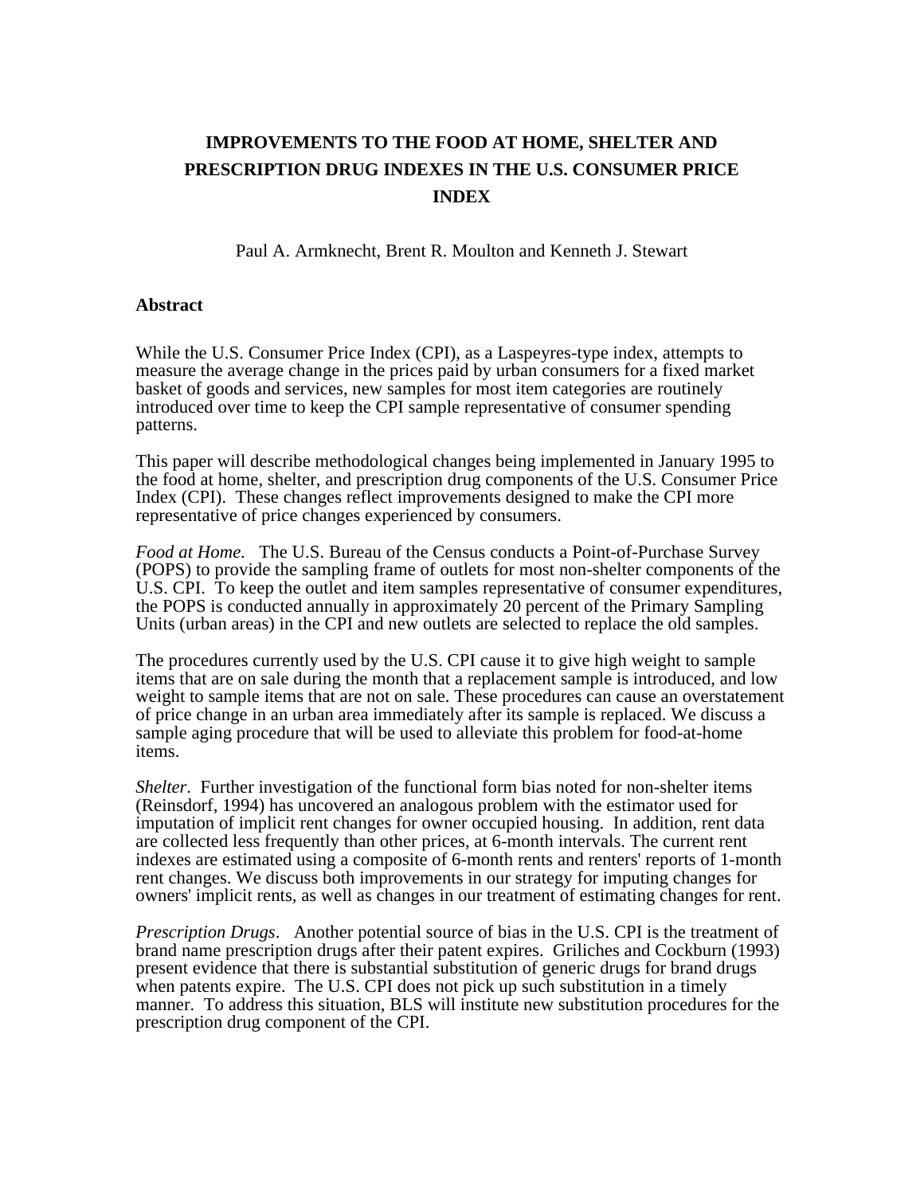# IMPROVEMENTS TO THE FOOD AT HOME, SHELTER AND PRESCRIPTION DRUG INDEXES IN THE U.S. CONSUMER PRICE INDEX

Paul A. Armknecht, Brent R. Moulton and Kenneth J. Stewart

## Abstract

While the U.S. Consumer Price Index (CPI), as a Laspeyres-type index, attempts to measure the average change in the prices paid by urban consumers for a fixed market basket of goods and services, new samples for most item categories are routinely introduced over time to keep the CPI sample representative of consumer spending patterns.

This paper will describe methodological changes being implemented in January 1995 to the food at home, shelter, and prescription drug components of the U.S. Consumer Price Index (CPI). These changes reflect improvements designed to make the CPI more representative of price changes experienced by consumers.

*Food at Home.* The U.S. Bureau of the Census conducts a Point-of-Purchase Survey (POPS) to provide the sampling frame of outlets for most non-shelter components of the U.S. CPI. To keep the outlet and item samples representative of consumer expenditures, the POPS is conducted annually in approximately 20 percent of the Primary Sampling Units (urban areas) in the CPI and new outlets are selected to replace the old samples.

The procedures currently used by the U.S. CPI cause it to give high weight to sample items that are on sale during the month that a replacement sample is introduced, and low weight to sample items that are not on sale. These procedures can cause an overstatement of price change in an urban area immediately after its sample is replaced. We discuss a sample aging procedure that will be used to alleviate this problem for food-at-home items.

*Shelter.* Further investigation of the functional form bias noted for non-shelter items (Reinsdorf, 1994) has uncovered an analogous problem with the estimator used for imputation of implicit rent changes for owner occupied housing. In addition, rent data are collected less frequently than other prices, at 6-month intervals. The current rent indexes are estimated using a composite of 6-month rents and renters' reports of 1-month rent changes. We discuss both improvements in our strategy for imputing changes for owners' implicit rents, as well as changes in our treatment of estimating changes for rent.

*Prescription Drugs.* Another potential source of bias in the U.S. CPI is the treatment of brand name prescription drugs after their patent expires. Griliches and Cockburn (1993) present evidence that there is substantial substitution of generic drugs for brand drugs when patents expire. The U.S. CPI does not pick up such substitution in a timely manner. To address this situation, BLS will institute new substitution procedures for the prescription drug component of the CPI.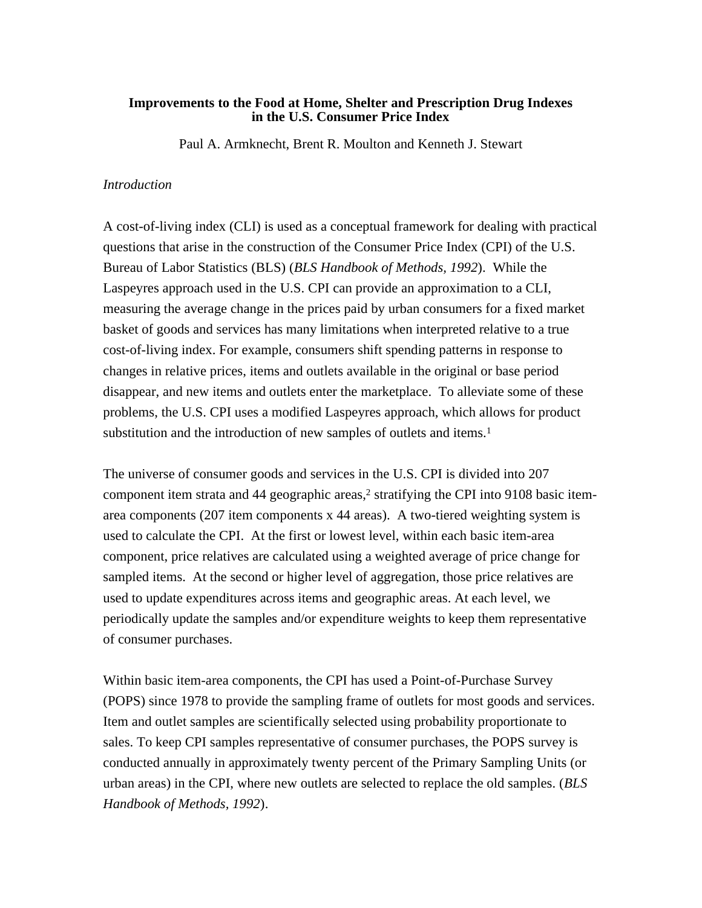**Improvements to the Food at Home, Shelter and Prescription Drug Indexes in the U.S. Consumer Price Index**

Paul A. Armknecht, Brent R. Moulton and Kenneth J. Stewart

*Introduction*

A cost-of-living index (CLI) is used as a conceptual framework for dealing with practical questions that arise in the construction of the Consumer Price Index (CPI) of the U.S. Bureau of Labor Statistics (BLS) (*BLS Handbook of Methods, 1992*). While the Laspeyres approach used in the U.S. CPI can provide an approximation to a CLI, measuring the average change in the prices paid by urban consumers for a fixed market basket of goods and services has many limitations when interpreted relative to a true cost-of-living index. For example, consumers shift spending patterns in response to changes in relative prices, items and outlets available in the original or base period disappear, and new items and outlets enter the marketplace. To alleviate some of these problems, the U.S. CPI uses a modified Laspeyres approach, which allows for product substitution and the introduction of new samples of outlets and items.[1]

The universe of consumer goods and services in the U.S. CPI is divided into 207 component item strata and 44 geographic areas,[2] stratifying the CPI into 9108 basic item-area components (207 item components x 44 areas). A two-tiered weighting system is used to calculate the CPI. At the first or lowest level, within each basic item-area component, price relatives are calculated using a weighted average of price change for sampled items. At the second or higher level of aggregation, those price relatives are used to update expenditures across items and geographic areas. At each level, we periodically update the samples and/or expenditure weights to keep them representative of consumer purchases.

Within basic item-area components, the CPI has used a Point-of-Purchase Survey (POPS) since 1978 to provide the sampling frame of outlets for most goods and services. Item and outlet samples are scientifically selected using probability proportionate to sales. To keep CPI samples representative of consumer purchases, the POPS survey is conducted annually in approximately twenty percent of the Primary Sampling Units (or urban areas) in the CPI, where new outlets are selected to replace the old samples. (*BLS Handbook of Methods, 1992*).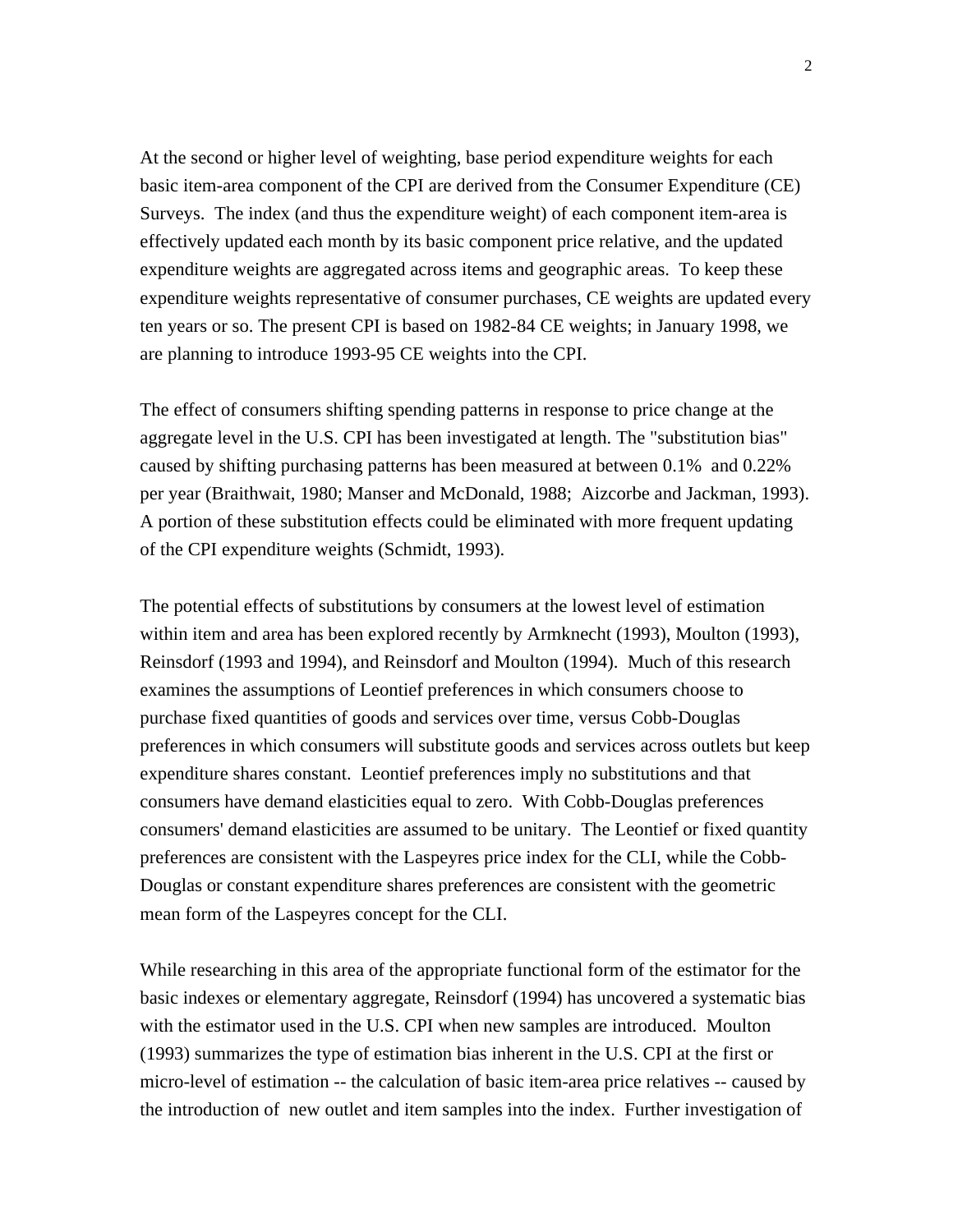At the second or higher level of weighting, base period expenditure weights for each basic item-area component of the CPI are derived from the Consumer Expenditure (CE) Surveys. The index (and thus the expenditure weight) of each component item-area is effectively updated each month by its basic component price relative, and the updated expenditure weights are aggregated across items and geographic areas. To keep these expenditure weights representative of consumer purchases, CE weights are updated every ten years or so. The present CPI is based on 1982-84 CE weights; in January 1998, we are planning to introduce 1993-95 CE weights into the CPI.

The effect of consumers shifting spending patterns in response to price change at the aggregate level in the U.S. CPI has been investigated at length. The "substitution bias" caused by shifting purchasing patterns has been measured at between 0.1% and 0.22% per year (Braithwait, 1980; Manser and McDonald, 1988; Aizcorbe and Jackman, 1993). A portion of these substitution effects could be eliminated with more frequent updating of the CPI expenditure weights (Schmidt, 1993).

The potential effects of substitutions by consumers at the lowest level of estimation within item and area has been explored recently by Armknecht (1993), Moulton (1993), Reinsdorf (1993 and 1994), and Reinsdorf and Moulton (1994). Much of this research examines the assumptions of Leontief preferences in which consumers choose to purchase fixed quantities of goods and services over time, versus Cobb-Douglas preferences in which consumers will substitute goods and services across outlets but keep expenditure shares constant. Leontief preferences imply no substitutions and that consumers have demand elasticities equal to zero. With Cobb-Douglas preferences consumers' demand elasticities are assumed to be unitary. The Leontief or fixed quantity preferences are consistent with the Laspeyres price index for the CLI, while the Cobb-Douglas or constant expenditure shares preferences are consistent with the geometric mean form of the Laspeyres concept for the CLI.

While researching in this area of the appropriate functional form of the estimator for the basic indexes or elementary aggregate, Reinsdorf (1994) has uncovered a systematic bias with the estimator used in the U.S. CPI when new samples are introduced. Moulton (1993) summarizes the type of estimation bias inherent in the U.S. CPI at the first or micro-level of estimation -- the calculation of basic item-area price relatives -- caused by the introduction of new outlet and item samples into the index. Further investigation of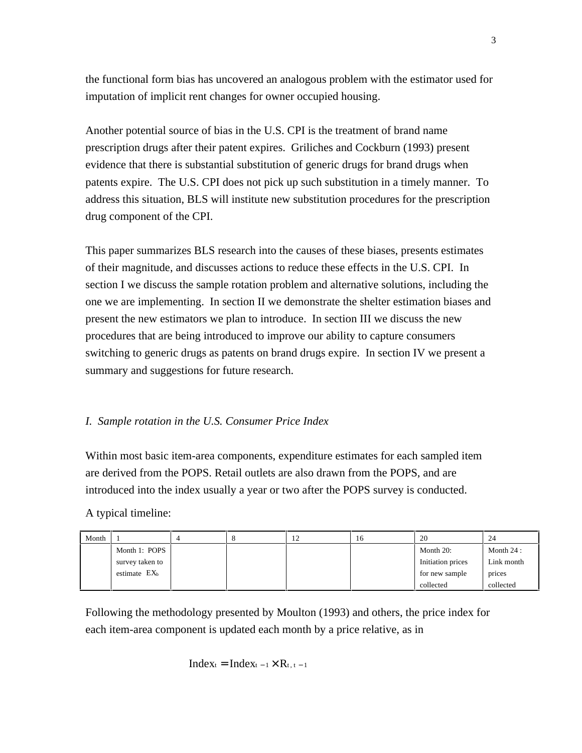the functional form bias has uncovered an analogous problem with the estimator used for imputation of implicit rent changes for owner occupied housing.

Another potential source of bias in the U.S. CPI is the treatment of brand name prescription drugs after their patent expires. Griliches and Cockburn (1993) present evidence that there is substantial substitution of generic drugs for brand drugs when patents expire. The U.S. CPI does not pick up such substitution in a timely manner. To address this situation, BLS will institute new substitution procedures for the prescription drug component of the CPI.

This paper summarizes BLS research into the causes of these biases, presents estimates of their magnitude, and discusses actions to reduce these effects in the U.S. CPI. In section I we discuss the sample rotation problem and alternative solutions, including the one we are implementing. In section II we demonstrate the shelter estimation biases and present the new estimators we plan to introduce. In section III we discuss the new procedures that are being introduced to improve our ability to capture consumers switching to generic drugs as patents on brand drugs expire. In section IV we present a summary and suggestions for future research.

## *I. Sample rotation in the U.S. Consumer Price Index*

Within most basic item-area components, expenditure estimates for each sampled item are derived from the POPS. Retail outlets are also drawn from the POPS, and are introduced into the index usually a year or two after the POPS survey is conducted.

A typical timeline:

| Month | 1 | 4 | 8 | 12 | 16 | 20 | 24 |
|---|---|---|---|---|---|---|---|
| | Month 1: POPS survey taken to estimate $EX_b$ | | | | | Month 20: Initiation prices for new sample collected | Month 24 : Link month prices collected |

Following the methodology presented by Moulton (1993) and others, the price index for each item-area component is updated each month by a price relative, as in

$$Index_t = Index_{t-1} \times R_{t,t-1}$$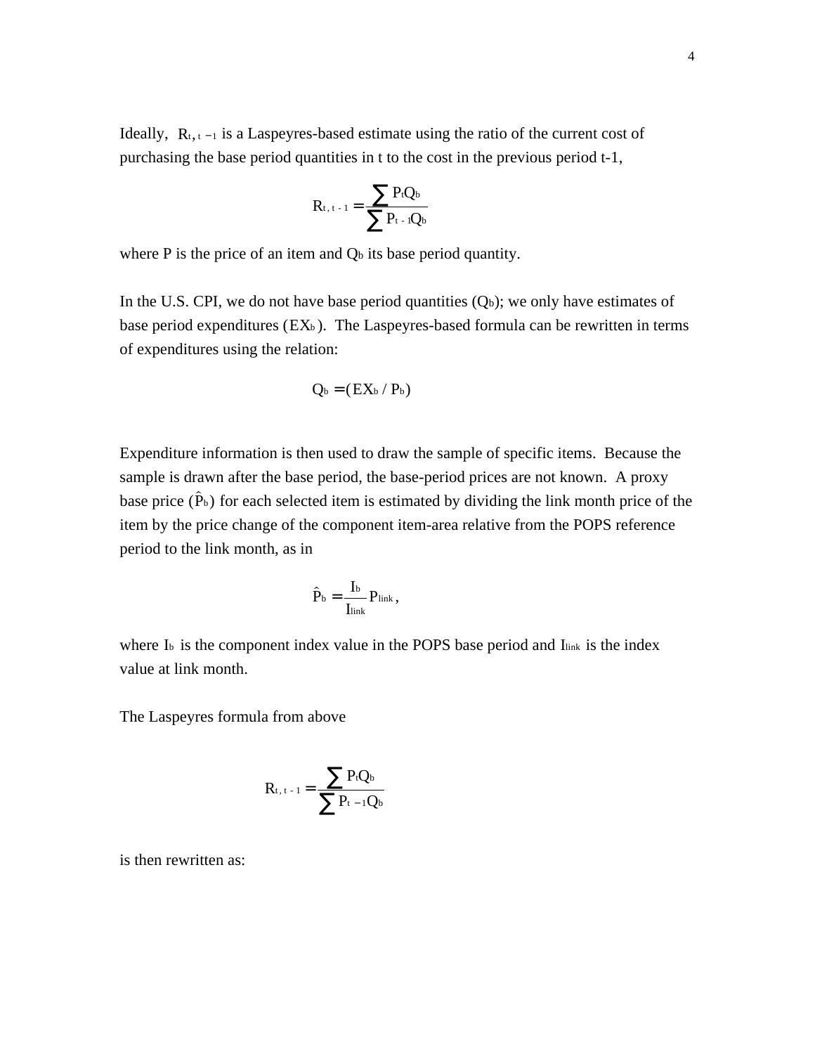Ideally, $R_{t,t-1}$ is a Laspeyres-based estimate using the ratio of the current cost of purchasing the base period quantities in t to the cost in the previous period t-1,

$$R_{t,t-1} = \frac{\sum P_t Q_b}{\sum P_{t-1} Q_b}$$

where P is the price of an item and $Q_b$ its base period quantity.

In the U.S. CPI, we do not have base period quantities ($Q_b$); we only have estimates of base period expenditures ($EX_b$). The Laspeyres-based formula can be rewritten in terms of expenditures using the relation:

$$Q_b = (EX_b / P_b)$$

Expenditure information is then used to draw the sample of specific items. Because the sample is drawn after the base period, the base-period prices are not known. A proxy base price ($\hat{P}_b$) for each selected item is estimated by dividing the link month price of the item by the price change of the component item-area relative from the POPS reference period to the link month, as in

$$\hat{P}_b = \frac{I_b}{I_{link}} P_{link},$$

where $I_b$ is the component index value in the POPS base period and $I_{link}$ is the index value at link month.

The Laspeyres formula from above

$$R_{t,t-1} = \frac{\sum P_t Q_b}{\sum P_{t-1} Q_b}$$

is then rewritten as: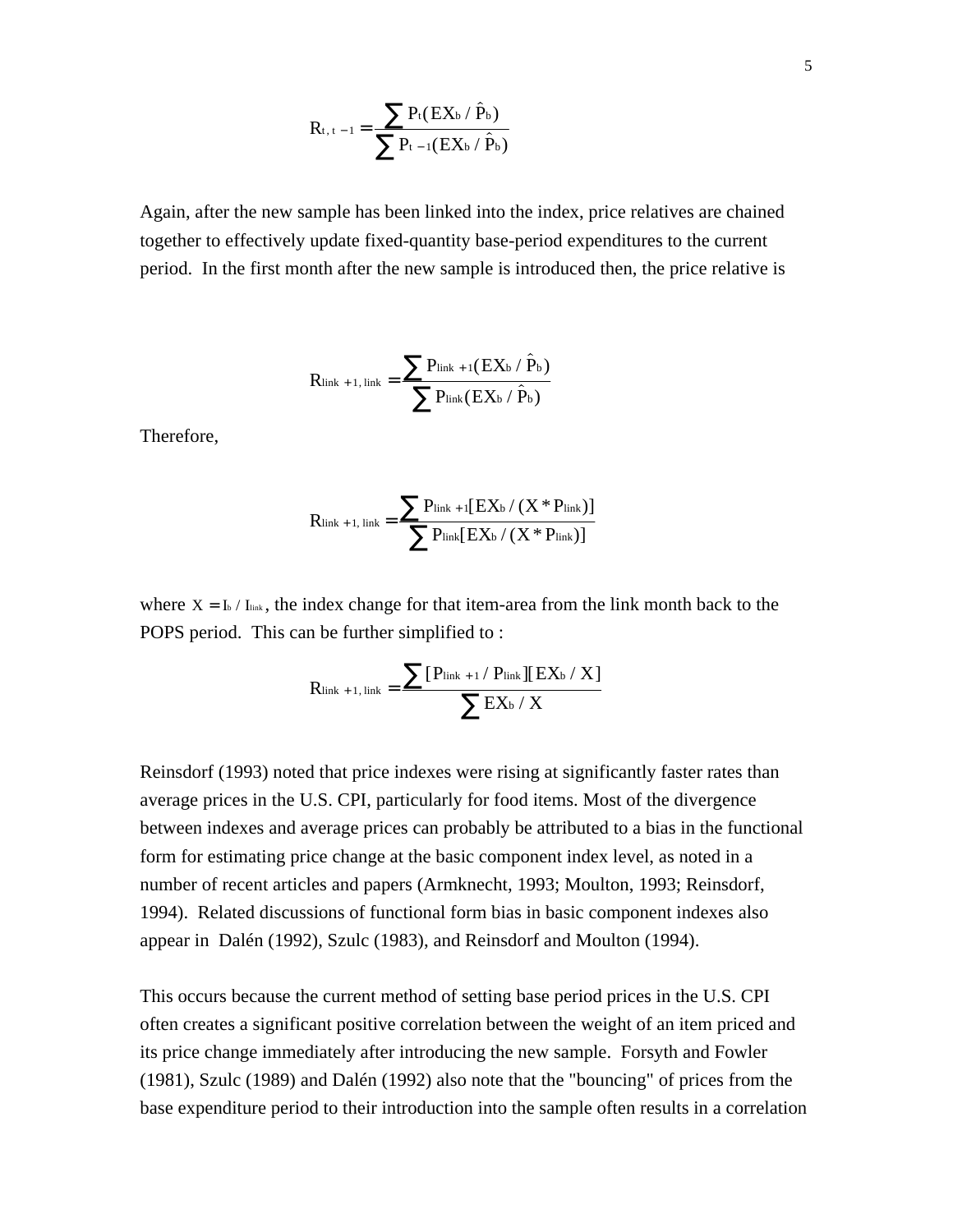$$R_{t,t-1} = \frac{\sum P_t(EX_b / \hat{P}_b)}{\sum P_{t-1}(EX_b / \hat{P}_b)}$$

Again, after the new sample has been linked into the index, price relatives are chained together to effectively update fixed-quantity base-period expenditures to the current period. In the first month after the new sample is introduced then, the price relative is

$$R_{link+1,\,link} = \frac{\sum P_{link+1}(EX_b / \hat{P}_b)}{\sum P_{link}(EX_b / \hat{P}_b)}$$

Therefore,

$$R_{link+1,\,link} = \frac{\sum P_{link+1}[EX_b / (X * P_{link})]}{\sum P_{link}[EX_b / (X * P_{link})]}$$

where $X = I_b / I_{link}$, the index change for that item-area from the link month back to the POPS period. This can be further simplified to :

$$R_{link+1,\,link} = \frac{\sum [P_{link+1} / P_{link}][EX_b / X]}{\sum EX_b / X}$$

Reinsdorf (1993) noted that price indexes were rising at significantly faster rates than average prices in the U.S. CPI, particularly for food items. Most of the divergence between indexes and average prices can probably be attributed to a bias in the functional form for estimating price change at the basic component index level, as noted in a number of recent articles and papers (Armknecht, 1993; Moulton, 1993; Reinsdorf, 1994). Related discussions of functional form bias in basic component indexes also appear in Dalén (1992), Szulc (1983), and Reinsdorf and Moulton (1994).

This occurs because the current method of setting base period prices in the U.S. CPI often creates a significant positive correlation between the weight of an item priced and its price change immediately after introducing the new sample. Forsyth and Fowler (1981), Szulc (1989) and Dalén (1992) also note that the "bouncing" of prices from the base expenditure period to their introduction into the sample often results in a correlation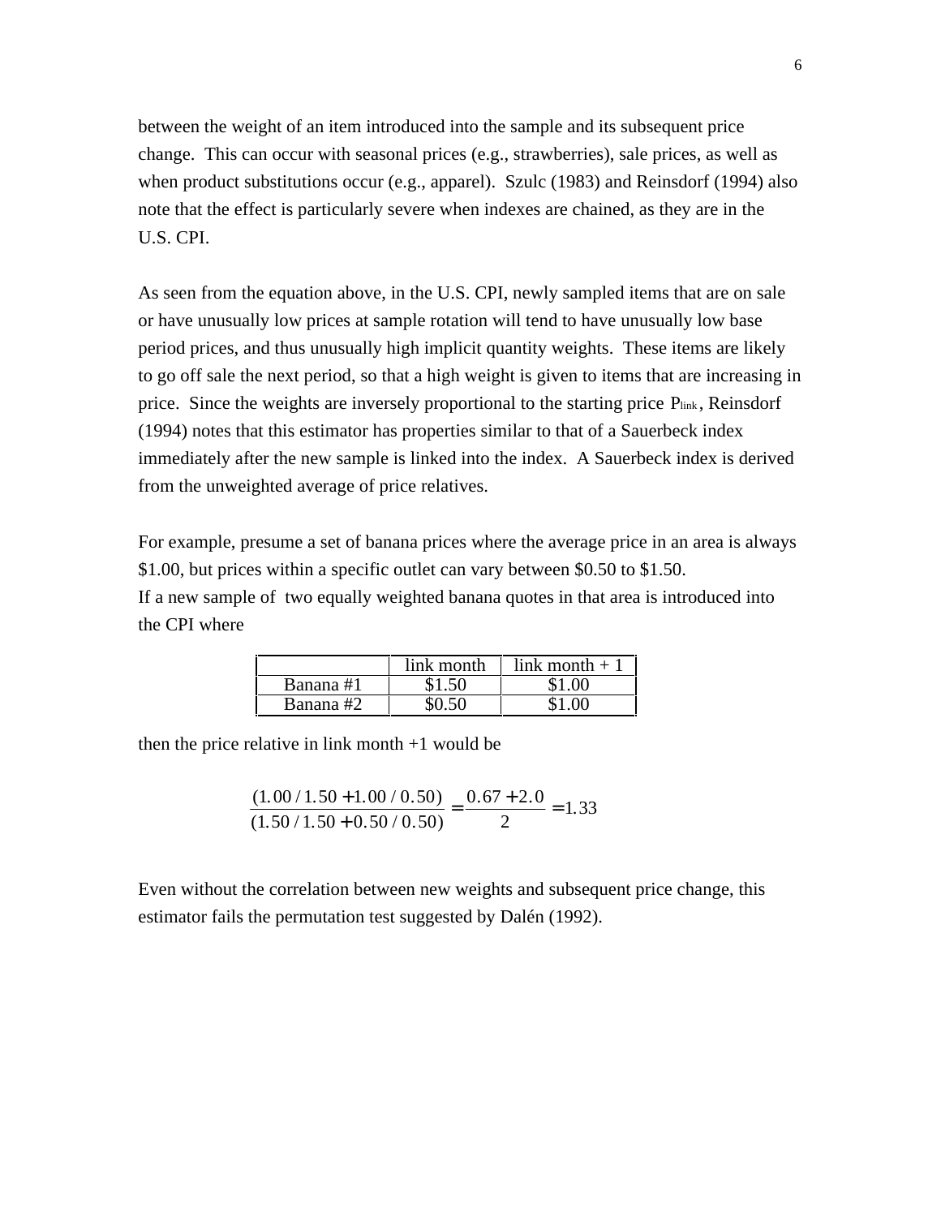between the weight of an item introduced into the sample and its subsequent price change. This can occur with seasonal prices (e.g., strawberries), sale prices, as well as when product substitutions occur (e.g., apparel). Szulc (1983) and Reinsdorf (1994) also note that the effect is particularly severe when indexes are chained, as they are in the U.S. CPI.

As seen from the equation above, in the U.S. CPI, newly sampled items that are on sale or have unusually low prices at sample rotation will tend to have unusually low base period prices, and thus unusually high implicit quantity weights. These items are likely to go off sale the next period, so that a high weight is given to items that are increasing in price. Since the weights are inversely proportional to the starting price $P_{link}$, Reinsdorf (1994) notes that this estimator has properties similar to that of a Sauerbeck index immediately after the new sample is linked into the index. A Sauerbeck index is derived from the unweighted average of price relatives.

For example, presume a set of banana prices where the average price in an area is always $1.00, but prices within a specific outlet can vary between $0.50 to $1.50.
If a new sample of two equally weighted banana quotes in that area is introduced into the CPI where

| | link month | link month + 1 |
|---|---|---|
| Banana #1 | $1.50 | $1.00 |
| Banana #2 | $0.50 | $1.00 |

then the price relative in link month +1 would be

$$\frac{(1.00/1.50 + 1.00/0.50)}{(1.50/1.50 + 0.50/0.50)} = \frac{0.67 + 2.0}{2} = 1.33$$

Even without the correlation between new weights and subsequent price change, this estimator fails the permutation test suggested by Dalén (1992).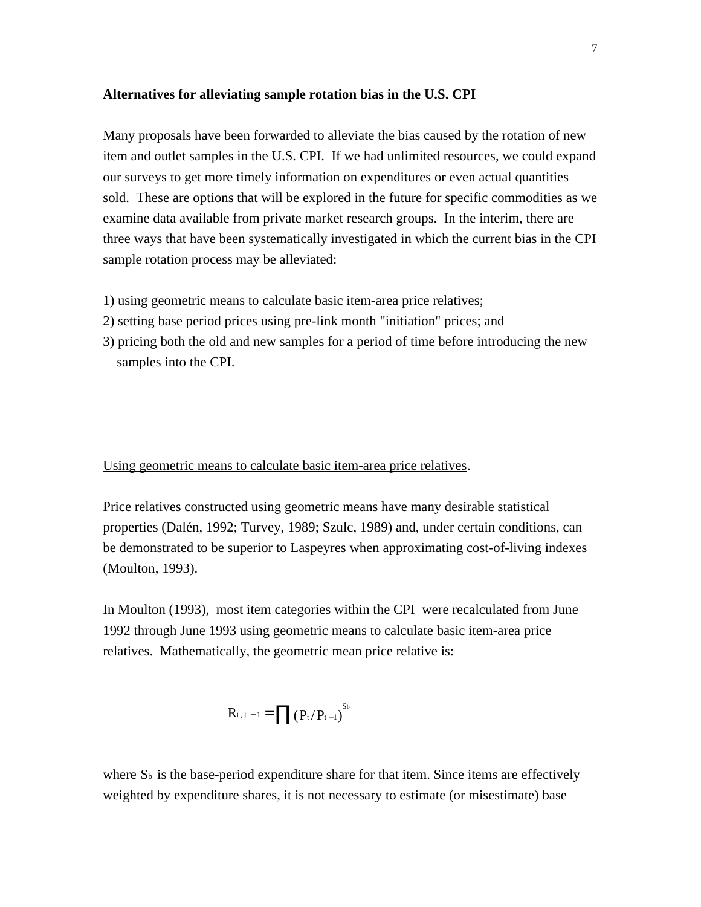**Alternatives for alleviating sample rotation bias in the U.S. CPI**

Many proposals have been forwarded to alleviate the bias caused by the rotation of new item and outlet samples in the U.S. CPI. If we had unlimited resources, we could expand our surveys to get more timely information on expenditures or even actual quantities sold. These are options that will be explored in the future for specific commodities as we examine data available from private market research groups. In the interim, there are three ways that have been systematically investigated in which the current bias in the CPI sample rotation process may be alleviated:

1) using geometric means to calculate basic item-area price relatives;
2) setting base period prices using pre-link month "initiation" prices; and
3) pricing both the old and new samples for a period of time before introducing the new samples into the CPI.

Using geometric means to calculate basic item-area price relatives.

Price relatives constructed using geometric means have many desirable statistical properties (Dalén, 1992; Turvey, 1989; Szulc, 1989) and, under certain conditions, can be demonstrated to be superior to Laspeyres when approximating cost-of-living indexes (Moulton, 1993).

In Moulton (1993), most item categories within the CPI were recalculated from June 1992 through June 1993 using geometric means to calculate basic item-area price relatives. Mathematically, the geometric mean price relative is:

$$R_{t,t-1} = \prod (P_t / P_{t-1})^{S_b}$$

where $S_b$ is the base-period expenditure share for that item. Since items are effectively weighted by expenditure shares, it is not necessary to estimate (or misestimate) base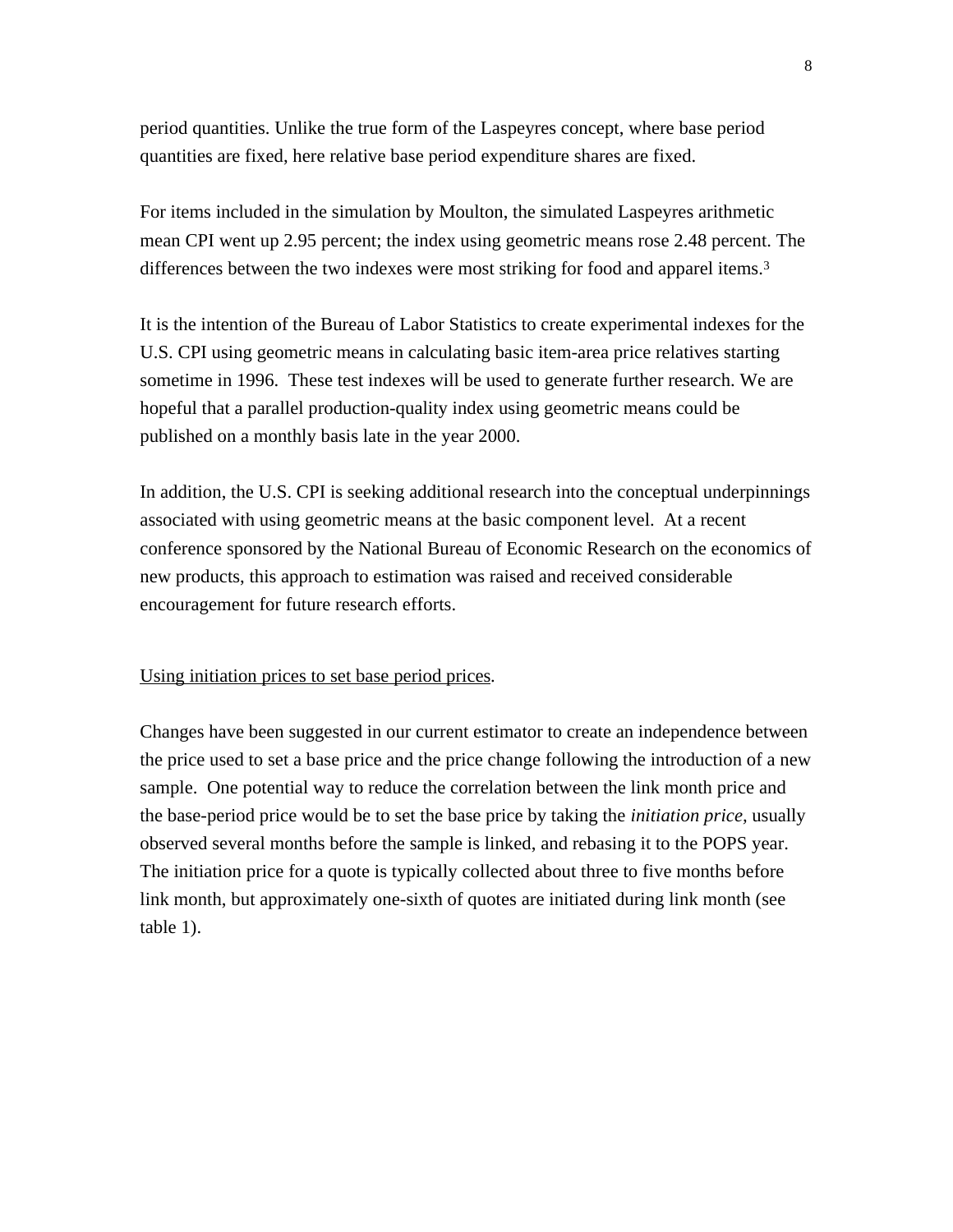period quantities. Unlike the true form of the Laspeyres concept, where base period quantities are fixed, here relative base period expenditure shares are fixed.

For items included in the simulation by Moulton, the simulated Laspeyres arithmetic mean CPI went up 2.95 percent; the index using geometric means rose 2.48 percent. The differences between the two indexes were most striking for food and apparel items.[3]

It is the intention of the Bureau of Labor Statistics to create experimental indexes for the U.S. CPI using geometric means in calculating basic item-area price relatives starting sometime in 1996. These test indexes will be used to generate further research. We are hopeful that a parallel production-quality index using geometric means could be published on a monthly basis late in the year 2000.

In addition, the U.S. CPI is seeking additional research into the conceptual underpinnings associated with using geometric means at the basic component level. At a recent conference sponsored by the National Bureau of Economic Research on the economics of new products, this approach to estimation was raised and received considerable encouragement for future research efforts.

<u>Using initiation prices to set base period prices</u>.

Changes have been suggested in our current estimator to create an independence between the price used to set a base price and the price change following the introduction of a new sample. One potential way to reduce the correlation between the link month price and the base-period price would be to set the base price by taking the *initiation price,* usually observed several months before the sample is linked, and rebasing it to the POPS year. The initiation price for a quote is typically collected about three to five months before link month, but approximately one-sixth of quotes are initiated during link month (see table 1).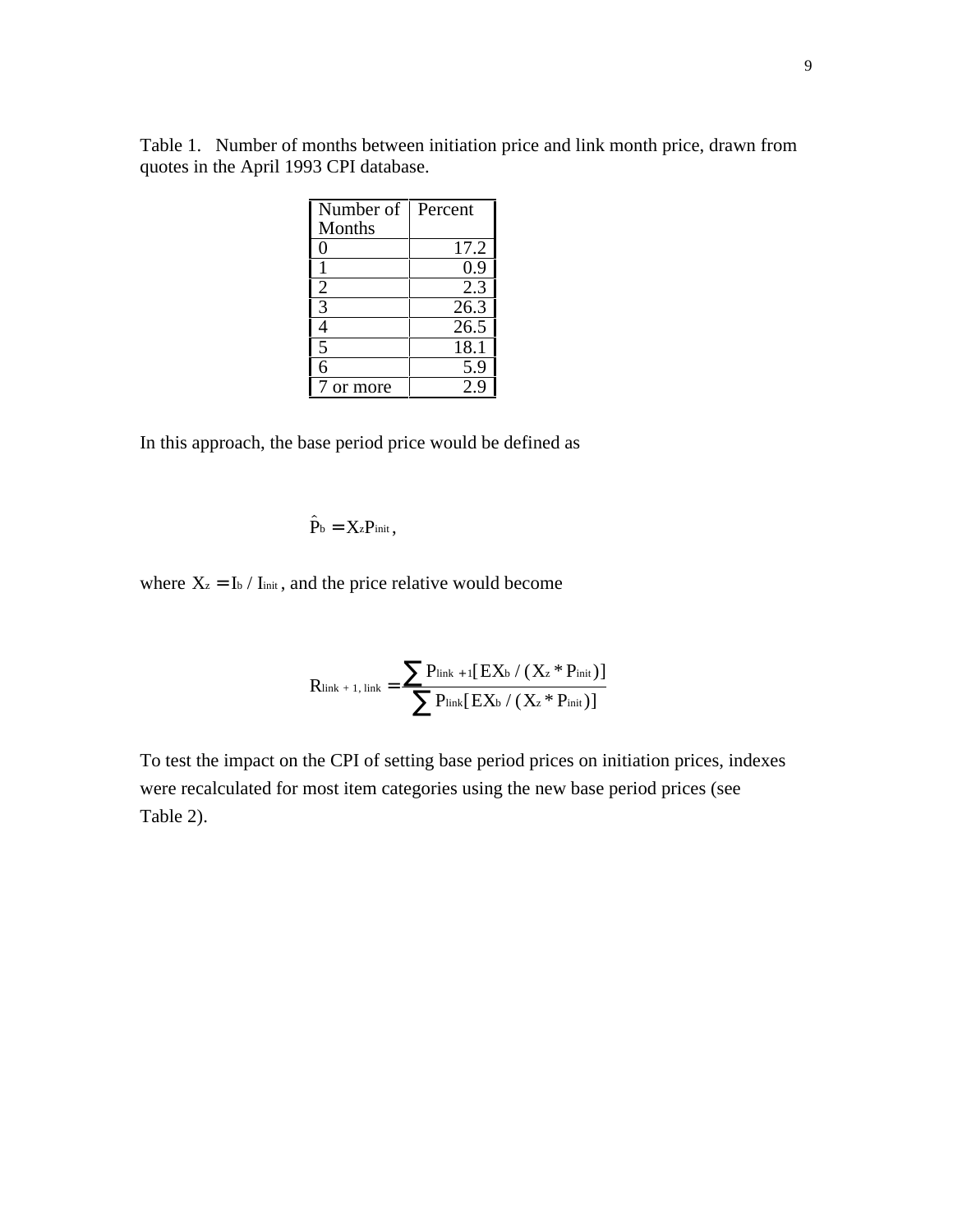Table 1.   Number of months between initiation price and link month price, drawn from quotes in the April 1993 CPI database.

| Number of Months | Percent |
|---|---|
| 0 | 17.2 |
| 1 | 0.9 |
| 2 | 2.3 |
| 3 | 26.3 |
| 4 | 26.5 |
| 5 | 18.1 |
| 6 | 5.9 |
| 7 or more | 2.9 |

In this approach, the base period price would be defined as

$$\hat{P}_b = X_z P_{init},$$

where $X_z = I_b / I_{init}$, and the price relative would become

$$R_{link + 1, link} = \frac{\sum P_{link+1}[EX_b / (X_z * P_{init})]}{\sum P_{link}[EX_b / (X_z * P_{init})]}$$

To test the impact on the CPI of setting base period prices on initiation prices, indexes were recalculated for most item categories using the new base period prices (see Table 2).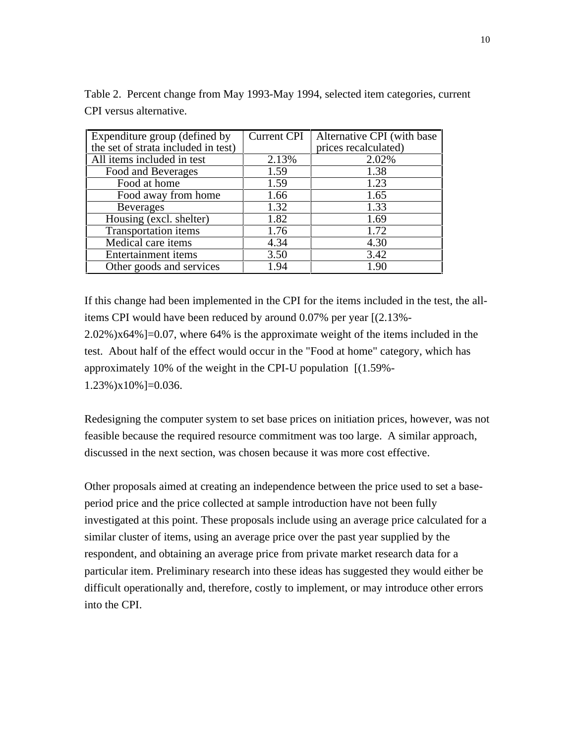Table 2. Percent change from May 1993-May 1994, selected item categories, current CPI versus alternative.

| Expenditure group (defined by the set of strata included in test) | Current CPI | Alternative CPI (with base prices recalculated) |
|---|---|---|
| All items included in test | 2.13% | 2.02% |
| Food and Beverages | 1.59 | 1.38 |
| Food at home | 1.59 | 1.23 |
| Food away from home | 1.66 | 1.65 |
| Beverages | 1.32 | 1.33 |
| Housing (excl. shelter) | 1.82 | 1.69 |
| Transportation items | 1.76 | 1.72 |
| Medical care items | 4.34 | 4.30 |
| Entertainment items | 3.50 | 3.42 |
| Other goods and services | 1.94 | 1.90 |

If this change had been implemented in the CPI for the items included in the test, the all-items CPI would have been reduced by around 0.07% per year [(2.13%-2.02%)x64%]=0.07, where 64% is the approximate weight of the items included in the test. About half of the effect would occur in the "Food at home" category, which has approximately 10% of the weight in the CPI-U population [(1.59%-1.23%)x10%]=0.036.

Redesigning the computer system to set base prices on initiation prices, however, was not feasible because the required resource commitment was too large. A similar approach, discussed in the next section, was chosen because it was more cost effective.

Other proposals aimed at creating an independence between the price used to set a base-period price and the price collected at sample introduction have not been fully investigated at this point. These proposals include using an average price calculated for a similar cluster of items, using an average price over the past year supplied by the respondent, and obtaining an average price from private market research data for a particular item. Preliminary research into these ideas has suggested they would either be difficult operationally and, therefore, costly to implement, or may introduce other errors into the CPI.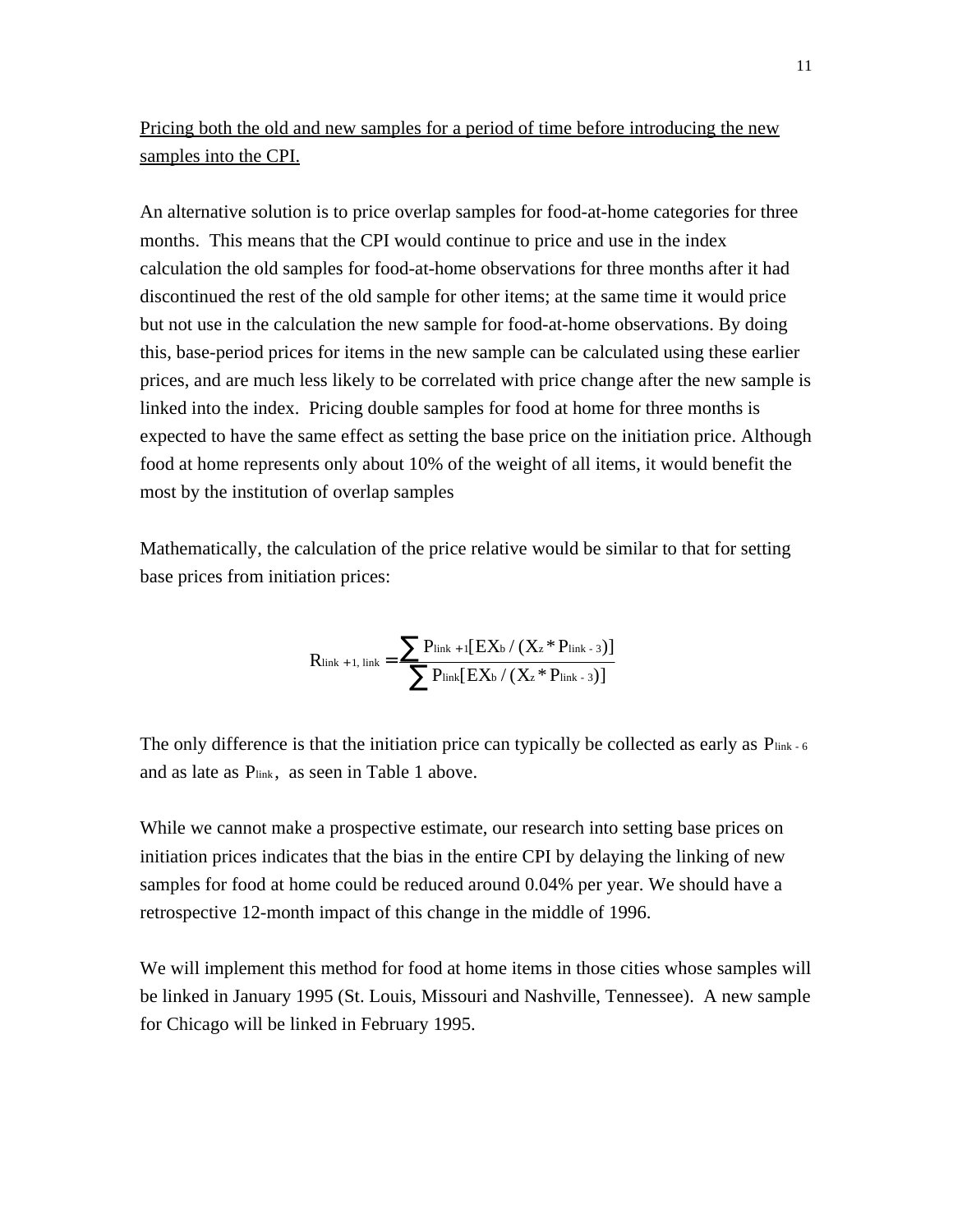<u>Pricing both the old and new samples for a period of time before introducing the new samples into the CPI.</u>

An alternative solution is to price overlap samples for food-at-home categories for three months. This means that the CPI would continue to price and use in the index calculation the old samples for food-at-home observations for three months after it had discontinued the rest of the old sample for other items; at the same time it would price but not use in the calculation the new sample for food-at-home observations. By doing this, base-period prices for items in the new sample can be calculated using these earlier prices, and are much less likely to be correlated with price change after the new sample is linked into the index. Pricing double samples for food at home for three months is expected to have the same effect as setting the base price on the initiation price. Although food at home represents only about 10% of the weight of all items, it would benefit the most by the institution of overlap samples

Mathematically, the calculation of the price relative would be similar to that for setting base prices from initiation prices:

$$R_{link+1,\,link} = \frac{\sum P_{link+1}[EX_b / (X_z * P_{link-3})]}{\sum P_{link}[EX_b / (X_z * P_{link-3})]}$$

The only difference is that the initiation price can typically be collected as early as $P_{link-6}$ and as late as $P_{link}$, as seen in Table 1 above.

While we cannot make a prospective estimate, our research into setting base prices on initiation prices indicates that the bias in the entire CPI by delaying the linking of new samples for food at home could be reduced around 0.04% per year. We should have a retrospective 12-month impact of this change in the middle of 1996.

We will implement this method for food at home items in those cities whose samples will be linked in January 1995 (St. Louis, Missouri and Nashville, Tennessee). A new sample for Chicago will be linked in February 1995.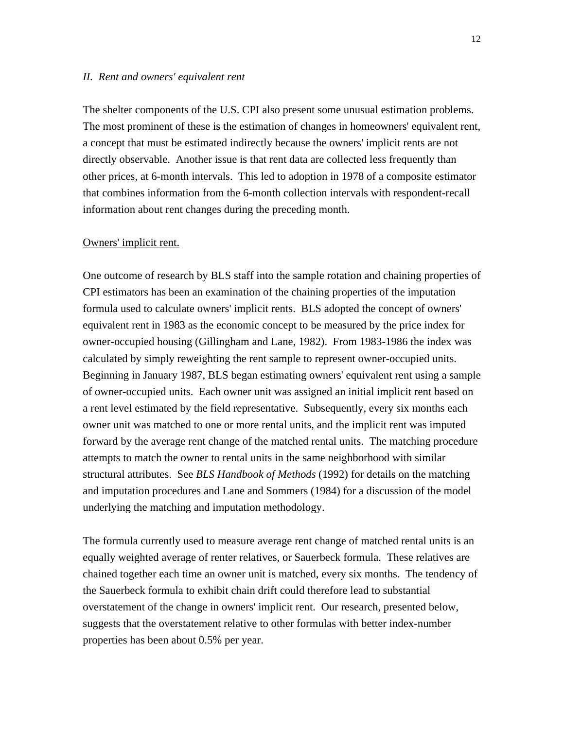*II. Rent and owners' equivalent rent*

The shelter components of the U.S. CPI also present some unusual estimation problems. The most prominent of these is the estimation of changes in homeowners' equivalent rent, a concept that must be estimated indirectly because the owners' implicit rents are not directly observable. Another issue is that rent data are collected less frequently than other prices, at 6-month intervals. This led to adoption in 1978 of a composite estimator that combines information from the 6-month collection intervals with respondent-recall information about rent changes during the preceding month.

<u>Owners' implicit rent.</u>

One outcome of research by BLS staff into the sample rotation and chaining properties of CPI estimators has been an examination of the chaining properties of the imputation formula used to calculate owners' implicit rents. BLS adopted the concept of owners' equivalent rent in 1983 as the economic concept to be measured by the price index for owner-occupied housing (Gillingham and Lane, 1982). From 1983-1986 the index was calculated by simply reweighting the rent sample to represent owner-occupied units. Beginning in January 1987, BLS began estimating owners' equivalent rent using a sample of owner-occupied units. Each owner unit was assigned an initial implicit rent based on a rent level estimated by the field representative. Subsequently, every six months each owner unit was matched to one or more rental units, and the implicit rent was imputed forward by the average rent change of the matched rental units. The matching procedure attempts to match the owner to rental units in the same neighborhood with similar structural attributes. See *BLS Handbook of Methods* (1992) for details on the matching and imputation procedures and Lane and Sommers (1984) for a discussion of the model underlying the matching and imputation methodology.

The formula currently used to measure average rent change of matched rental units is an equally weighted average of renter relatives, or Sauerbeck formula. These relatives are chained together each time an owner unit is matched, every six months. The tendency of the Sauerbeck formula to exhibit chain drift could therefore lead to substantial overstatement of the change in owners' implicit rent. Our research, presented below, suggests that the overstatement relative to other formulas with better index-number properties has been about 0.5% per year.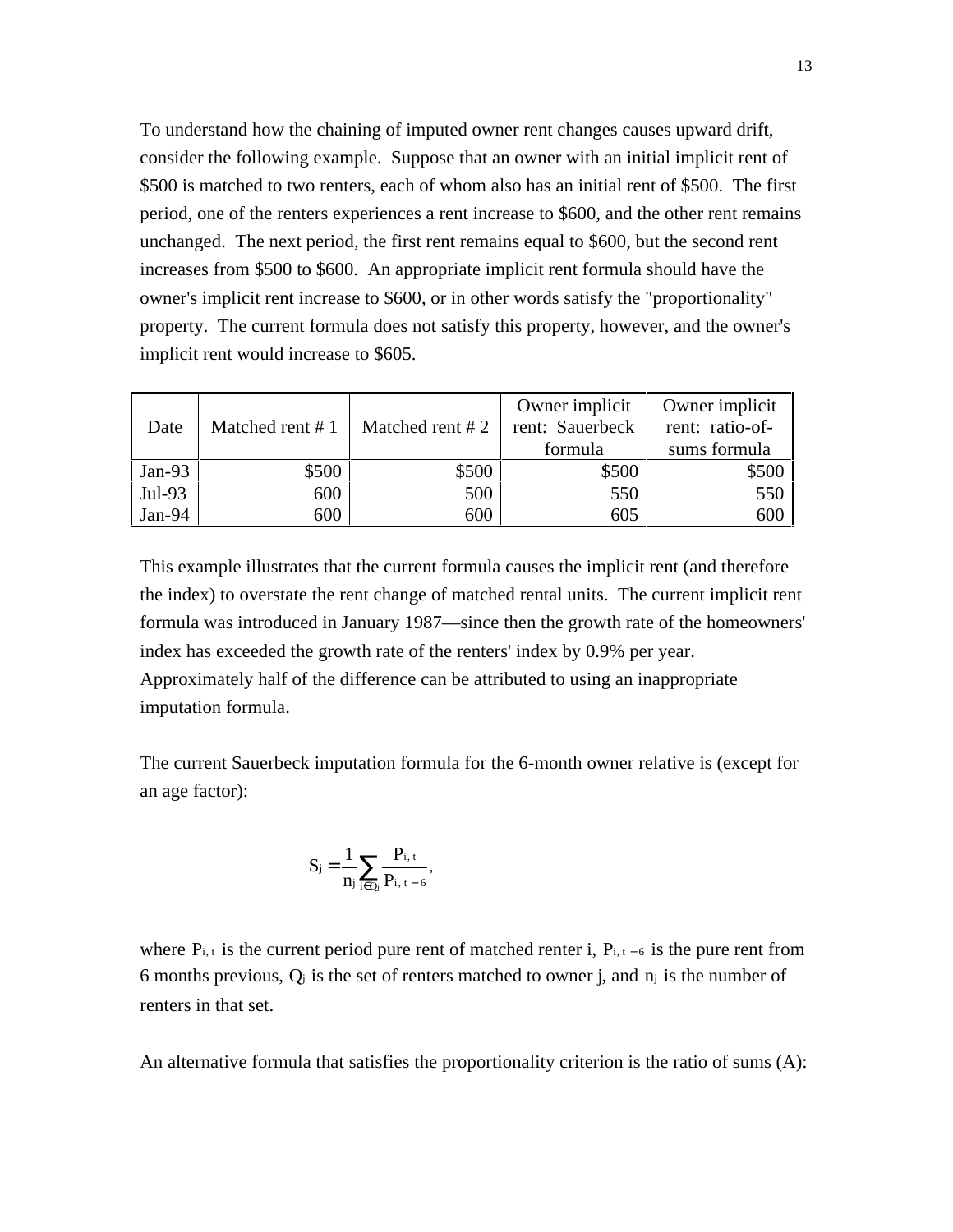To understand how the chaining of imputed owner rent changes causes upward drift, consider the following example. Suppose that an owner with an initial implicit rent of \$500 is matched to two renters, each of whom also has an initial rent of \$500. The first period, one of the renters experiences a rent increase to \$600, and the other rent remains unchanged. The next period, the first rent remains equal to \$600, but the second rent increases from \$500 to \$600. An appropriate implicit rent formula should have the owner's implicit rent increase to \$600, or in other words satisfy the "proportionality" property. The current formula does not satisfy this property, however, and the owner's implicit rent would increase to \$605.

| Date | Matched rent # 1 | Matched rent # 2 | Owner implicit rent: Sauerbeck formula | Owner implicit rent: ratio-of-sums formula |
|---|---|---|---|---|
| Jan-93 | \$500 | \$500 | \$500 | \$500 |
| Jul-93 | 600 | 500 | 550 | 550 |
| Jan-94 | 600 | 600 | 605 | 600 |

This example illustrates that the current formula causes the implicit rent (and therefore the index) to overstate the rent change of matched rental units. The current implicit rent formula was introduced in January 1987—since then the growth rate of the homeowners' index has exceeded the growth rate of the renters' index by 0.9% per year. Approximately half of the difference can be attributed to using an inappropriate imputation formula.

The current Sauerbeck imputation formula for the 6-month owner relative is (except for an age factor):

$$S_j = \frac{1}{n_j} \sum_{i \in Q_j} \frac{P_{i,t}}{P_{i,t-6}},$$

where $P_{i,t}$ is the current period pure rent of matched renter i, $P_{i,t-6}$ is the pure rent from 6 months previous, $Q_j$ is the set of renters matched to owner j, and $n_j$ is the number of renters in that set.

An alternative formula that satisfies the proportionality criterion is the ratio of sums (A):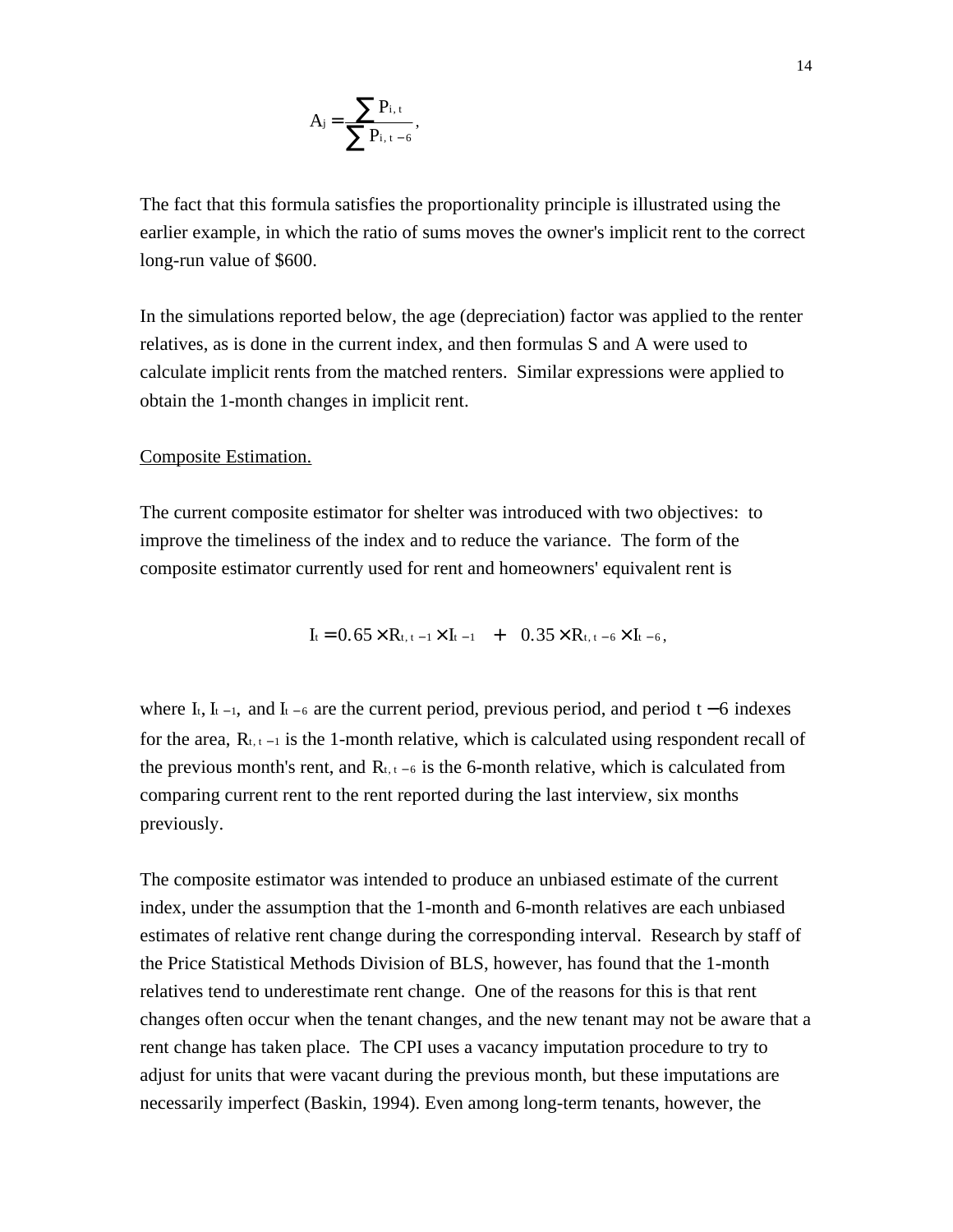$$A_j = \frac{\sum P_{i,t}}{\sum P_{i,t-6}},$$

The fact that this formula satisfies the proportionality principle is illustrated using the earlier example, in which the ratio of sums moves the owner's implicit rent to the correct long-run value of $600.

In the simulations reported below, the age (depreciation) factor was applied to the renter relatives, as is done in the current index, and then formulas S and A were used to calculate implicit rents from the matched renters. Similar expressions were applied to obtain the 1-month changes in implicit rent.

Composite Estimation.

The current composite estimator for shelter was introduced with two objectives: to improve the timeliness of the index and to reduce the variance. The form of the composite estimator currently used for rent and homeowners' equivalent rent is

$$I_t = 0.65 \times R_{t,t-1} \times I_{t-1} \quad + \quad 0.35 \times R_{t,t-6} \times I_{t-6},$$

where $I_t$, $I_{t-1}$, and $I_{t-6}$ are the current period, previous period, and period $t-6$ indexes for the area, $R_{t,t-1}$ is the 1-month relative, which is calculated using respondent recall of the previous month's rent, and $R_{t,t-6}$ is the 6-month relative, which is calculated from comparing current rent to the rent reported during the last interview, six months previously.

The composite estimator was intended to produce an unbiased estimate of the current index, under the assumption that the 1-month and 6-month relatives are each unbiased estimates of relative rent change during the corresponding interval. Research by staff of the Price Statistical Methods Division of BLS, however, has found that the 1-month relatives tend to underestimate rent change. One of the reasons for this is that rent changes often occur when the tenant changes, and the new tenant may not be aware that a rent change has taken place. The CPI uses a vacancy imputation procedure to try to adjust for units that were vacant during the previous month, but these imputations are necessarily imperfect (Baskin, 1994). Even among long-term tenants, however, the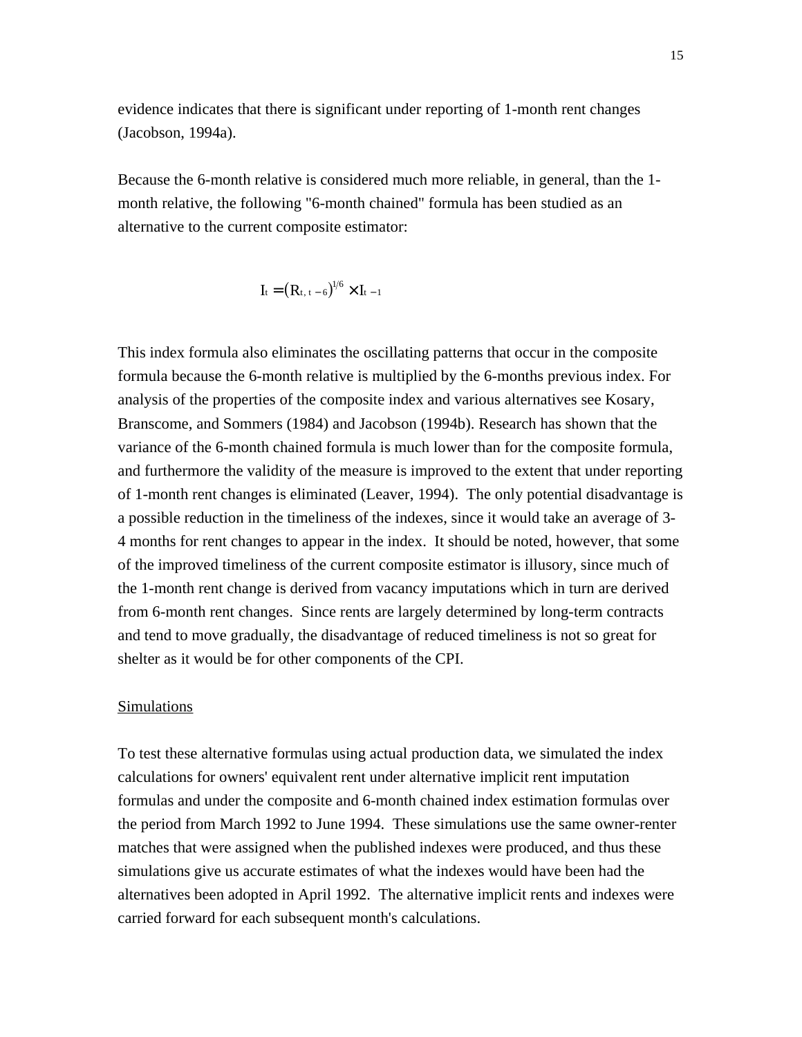evidence indicates that there is significant under reporting of 1-month rent changes (Jacobson, 1994a).

Because the 6-month relative is considered much more reliable, in general, than the 1-month relative, the following "6-month chained" formula has been studied as an alternative to the current composite estimator:

$$I_t = (R_{t,\,t-6})^{1/6} \times I_{t-1}$$

This index formula also eliminates the oscillating patterns that occur in the composite formula because the 6-month relative is multiplied by the 6-months previous index. For analysis of the properties of the composite index and various alternatives see Kosary, Branscome, and Sommers (1984) and Jacobson (1994b). Research has shown that the variance of the 6-month chained formula is much lower than for the composite formula, and furthermore the validity of the measure is improved to the extent that under reporting of 1-month rent changes is eliminated (Leaver, 1994). The only potential disadvantage is a possible reduction in the timeliness of the indexes, since it would take an average of 3-4 months for rent changes to appear in the index. It should be noted, however, that some of the improved timeliness of the current composite estimator is illusory, since much of the 1-month rent change is derived from vacancy imputations which in turn are derived from 6-month rent changes. Since rents are largely determined by long-term contracts and tend to move gradually, the disadvantage of reduced timeliness is not so great for shelter as it would be for other components of the CPI.

<u>Simulations</u>

To test these alternative formulas using actual production data, we simulated the index calculations for owners' equivalent rent under alternative implicit rent imputation formulas and under the composite and 6-month chained index estimation formulas over the period from March 1992 to June 1994. These simulations use the same owner-renter matches that were assigned when the published indexes were produced, and thus these simulations give us accurate estimates of what the indexes would have been had the alternatives been adopted in April 1992. The alternative implicit rents and indexes were carried forward for each subsequent month's calculations.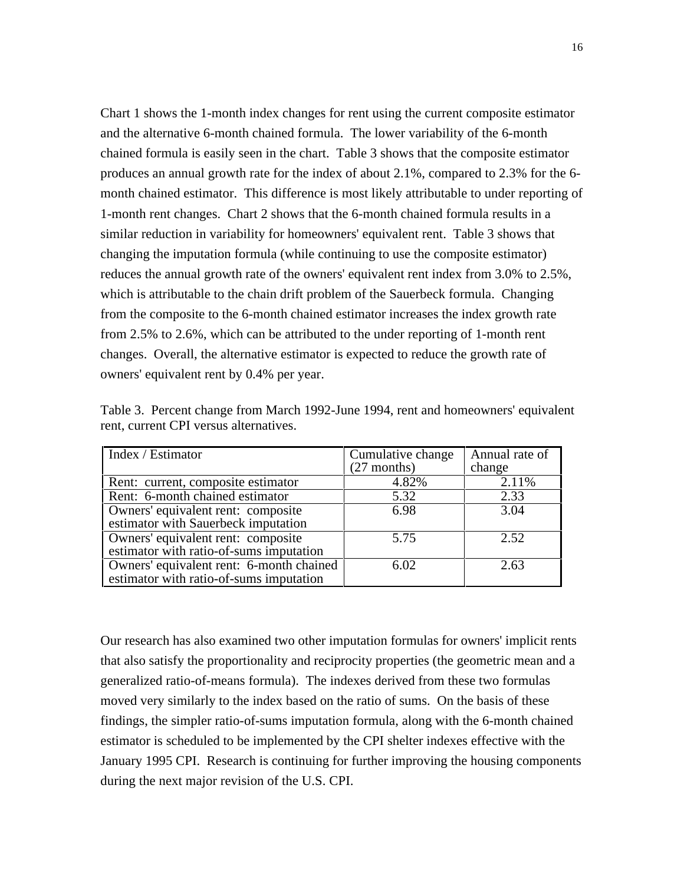Chart 1 shows the 1-month index changes for rent using the current composite estimator and the alternative 6-month chained formula. The lower variability of the 6-month chained formula is easily seen in the chart. Table 3 shows that the composite estimator produces an annual growth rate for the index of about 2.1%, compared to 2.3% for the 6-month chained estimator. This difference is most likely attributable to under reporting of 1-month rent changes. Chart 2 shows that the 6-month chained formula results in a similar reduction in variability for homeowners' equivalent rent. Table 3 shows that changing the imputation formula (while continuing to use the composite estimator) reduces the annual growth rate of the owners' equivalent rent index from 3.0% to 2.5%, which is attributable to the chain drift problem of the Sauerbeck formula. Changing from the composite to the 6-month chained estimator increases the index growth rate from 2.5% to 2.6%, which can be attributed to the under reporting of 1-month rent changes. Overall, the alternative estimator is expected to reduce the growth rate of owners' equivalent rent by 0.4% per year.

Table 3. Percent change from March 1992-June 1994, rent and homeowners' equivalent rent, current CPI versus alternatives.

| Index / Estimator | Cumulative change (27 months) | Annual rate of change |
|---|---|---|
| Rent: current, composite estimator | 4.82% | 2.11% |
| Rent: 6-month chained estimator | 5.32 | 2.33 |
| Owners' equivalent rent: composite estimator with Sauerbeck imputation | 6.98 | 3.04 |
| Owners' equivalent rent: composite estimator with ratio-of-sums imputation | 5.75 | 2.52 |
| Owners' equivalent rent: 6-month chained estimator with ratio-of-sums imputation | 6.02 | 2.63 |

Our research has also examined two other imputation formulas for owners' implicit rents that also satisfy the proportionality and reciprocity properties (the geometric mean and a generalized ratio-of-means formula). The indexes derived from these two formulas moved very similarly to the index based on the ratio of sums. On the basis of these findings, the simpler ratio-of-sums imputation formula, along with the 6-month chained estimator is scheduled to be implemented by the CPI shelter indexes effective with the January 1995 CPI. Research is continuing for further improving the housing components during the next major revision of the U.S. CPI.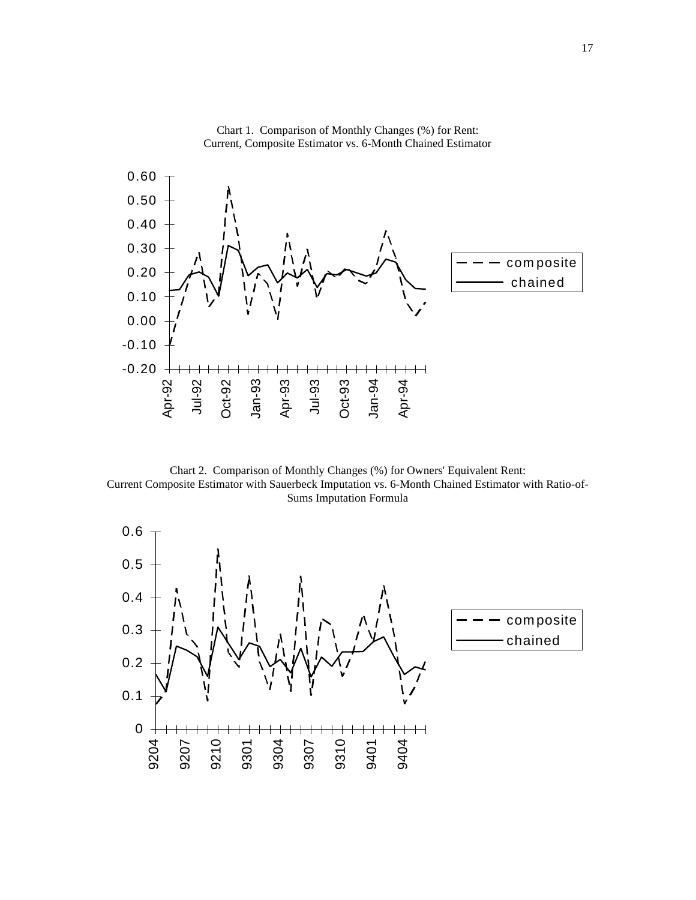Chart 1. Comparison of Monthly Changes (%) for Rent:
Current, Composite Estimator vs. 6-Month Chained Estimator

Chart 2. Comparison of Monthly Changes (%) for Owners' Equivalent Rent:
Current Composite Estimator with Sauerbeck Imputation vs. 6-Month Chained Estimator with Ratio-of-Sums Imputation Formula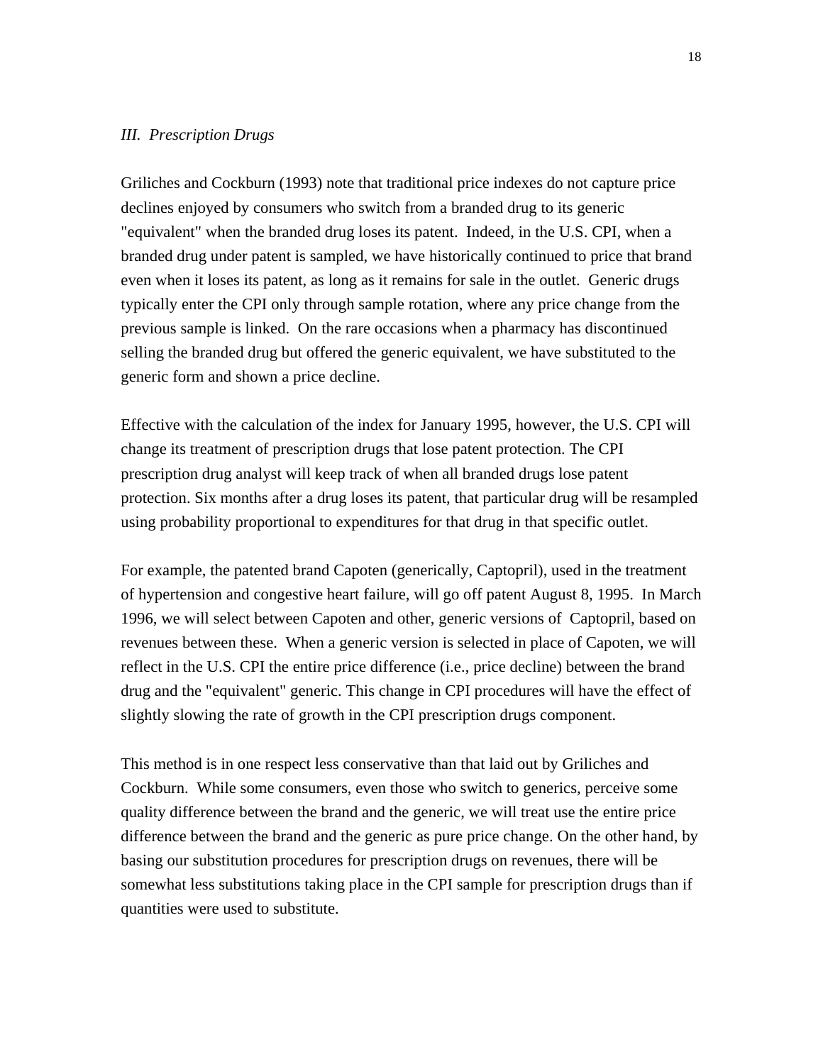*III. Prescription Drugs*

Griliches and Cockburn (1993) note that traditional price indexes do not capture price declines enjoyed by consumers who switch from a branded drug to its generic "equivalent" when the branded drug loses its patent. Indeed, in the U.S. CPI, when a branded drug under patent is sampled, we have historically continued to price that brand even when it loses its patent, as long as it remains for sale in the outlet. Generic drugs typically enter the CPI only through sample rotation, where any price change from the previous sample is linked. On the rare occasions when a pharmacy has discontinued selling the branded drug but offered the generic equivalent, we have substituted to the generic form and shown a price decline.

Effective with the calculation of the index for January 1995, however, the U.S. CPI will change its treatment of prescription drugs that lose patent protection. The CPI prescription drug analyst will keep track of when all branded drugs lose patent protection. Six months after a drug loses its patent, that particular drug will be resampled using probability proportional to expenditures for that drug in that specific outlet.

For example, the patented brand Capoten (generically, Captopril), used in the treatment of hypertension and congestive heart failure, will go off patent August 8, 1995. In March 1996, we will select between Capoten and other, generic versions of Captopril, based on revenues between these. When a generic version is selected in place of Capoten, we will reflect in the U.S. CPI the entire price difference (i.e., price decline) between the brand drug and the "equivalent" generic. This change in CPI procedures will have the effect of slightly slowing the rate of growth in the CPI prescription drugs component.

This method is in one respect less conservative than that laid out by Griliches and Cockburn. While some consumers, even those who switch to generics, perceive some quality difference between the brand and the generic, we will treat use the entire price difference between the brand and the generic as pure price change. On the other hand, by basing our substitution procedures for prescription drugs on revenues, there will be somewhat less substitutions taking place in the CPI sample for prescription drugs than if quantities were used to substitute.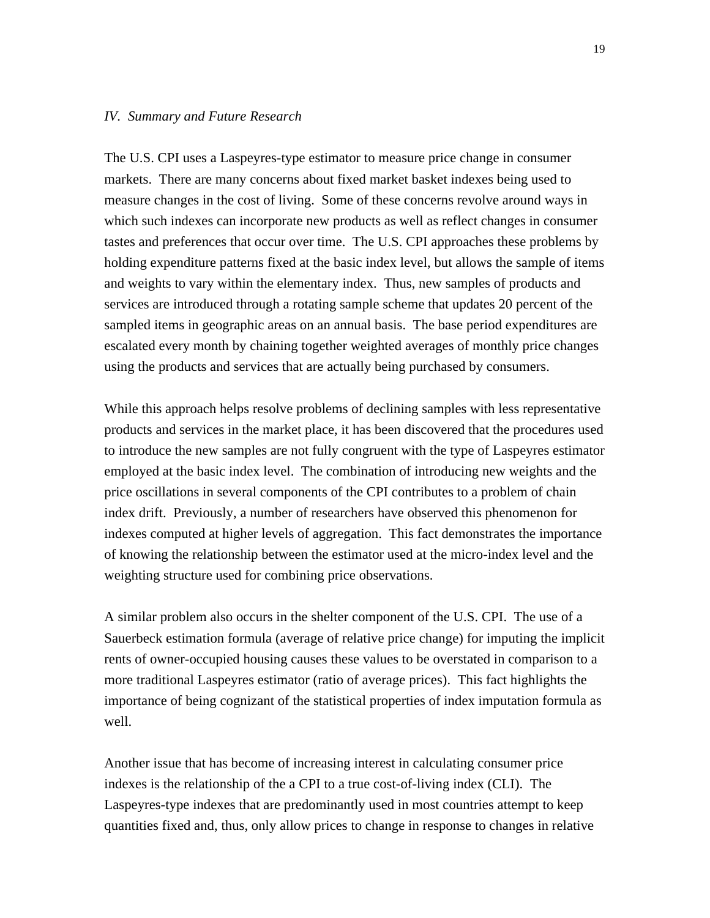*IV. Summary and Future Research*

The U.S. CPI uses a Laspeyres-type estimator to measure price change in consumer markets. There are many concerns about fixed market basket indexes being used to measure changes in the cost of living. Some of these concerns revolve around ways in which such indexes can incorporate new products as well as reflect changes in consumer tastes and preferences that occur over time. The U.S. CPI approaches these problems by holding expenditure patterns fixed at the basic index level, but allows the sample of items and weights to vary within the elementary index. Thus, new samples of products and services are introduced through a rotating sample scheme that updates 20 percent of the sampled items in geographic areas on an annual basis. The base period expenditures are escalated every month by chaining together weighted averages of monthly price changes using the products and services that are actually being purchased by consumers.

While this approach helps resolve problems of declining samples with less representative products and services in the market place, it has been discovered that the procedures used to introduce the new samples are not fully congruent with the type of Laspeyres estimator employed at the basic index level. The combination of introducing new weights and the price oscillations in several components of the CPI contributes to a problem of chain index drift. Previously, a number of researchers have observed this phenomenon for indexes computed at higher levels of aggregation. This fact demonstrates the importance of knowing the relationship between the estimator used at the micro-index level and the weighting structure used for combining price observations.

A similar problem also occurs in the shelter component of the U.S. CPI. The use of a Sauerbeck estimation formula (average of relative price change) for imputing the implicit rents of owner-occupied housing causes these values to be overstated in comparison to a more traditional Laspeyres estimator (ratio of average prices). This fact highlights the importance of being cognizant of the statistical properties of index imputation formula as well.

Another issue that has become of increasing interest in calculating consumer price indexes is the relationship of the a CPI to a true cost-of-living index (CLI). The Laspeyres-type indexes that are predominantly used in most countries attempt to keep quantities fixed and, thus, only allow prices to change in response to changes in relative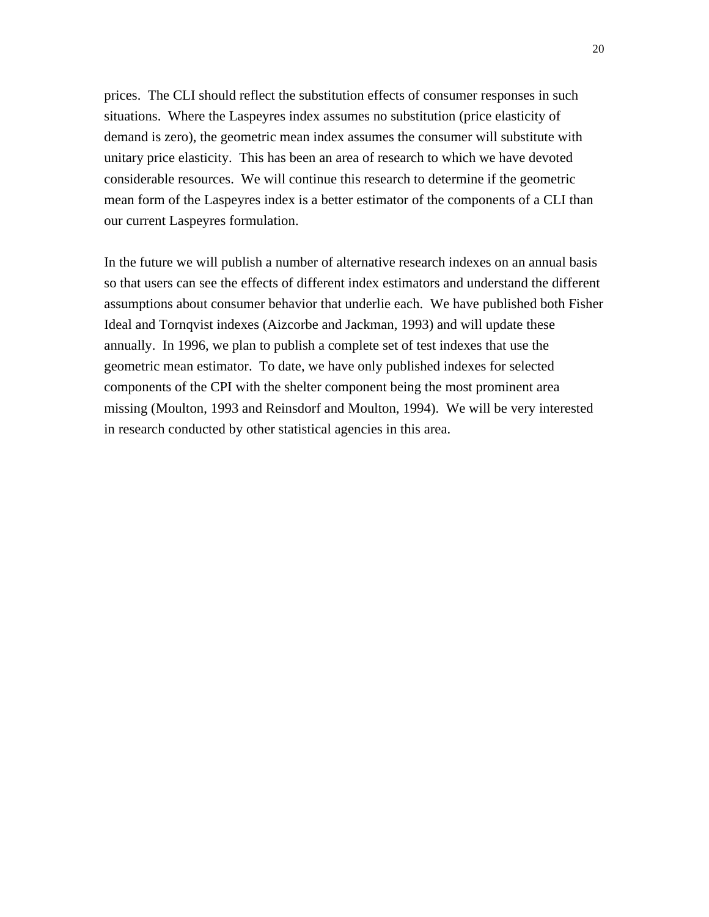prices. The CLI should reflect the substitution effects of consumer responses in such situations. Where the Laspeyres index assumes no substitution (price elasticity of demand is zero), the geometric mean index assumes the consumer will substitute with unitary price elasticity. This has been an area of research to which we have devoted considerable resources. We will continue this research to determine if the geometric mean form of the Laspeyres index is a better estimator of the components of a CLI than our current Laspeyres formulation.

In the future we will publish a number of alternative research indexes on an annual basis so that users can see the effects of different index estimators and understand the different assumptions about consumer behavior that underlie each. We have published both Fisher Ideal and Tornqvist indexes (Aizcorbe and Jackman, 1993) and will update these annually. In 1996, we plan to publish a complete set of test indexes that use the geometric mean estimator. To date, we have only published indexes for selected components of the CPI with the shelter component being the most prominent area missing (Moulton, 1993 and Reinsdorf and Moulton, 1994). We will be very interested in research conducted by other statistical agencies in this area.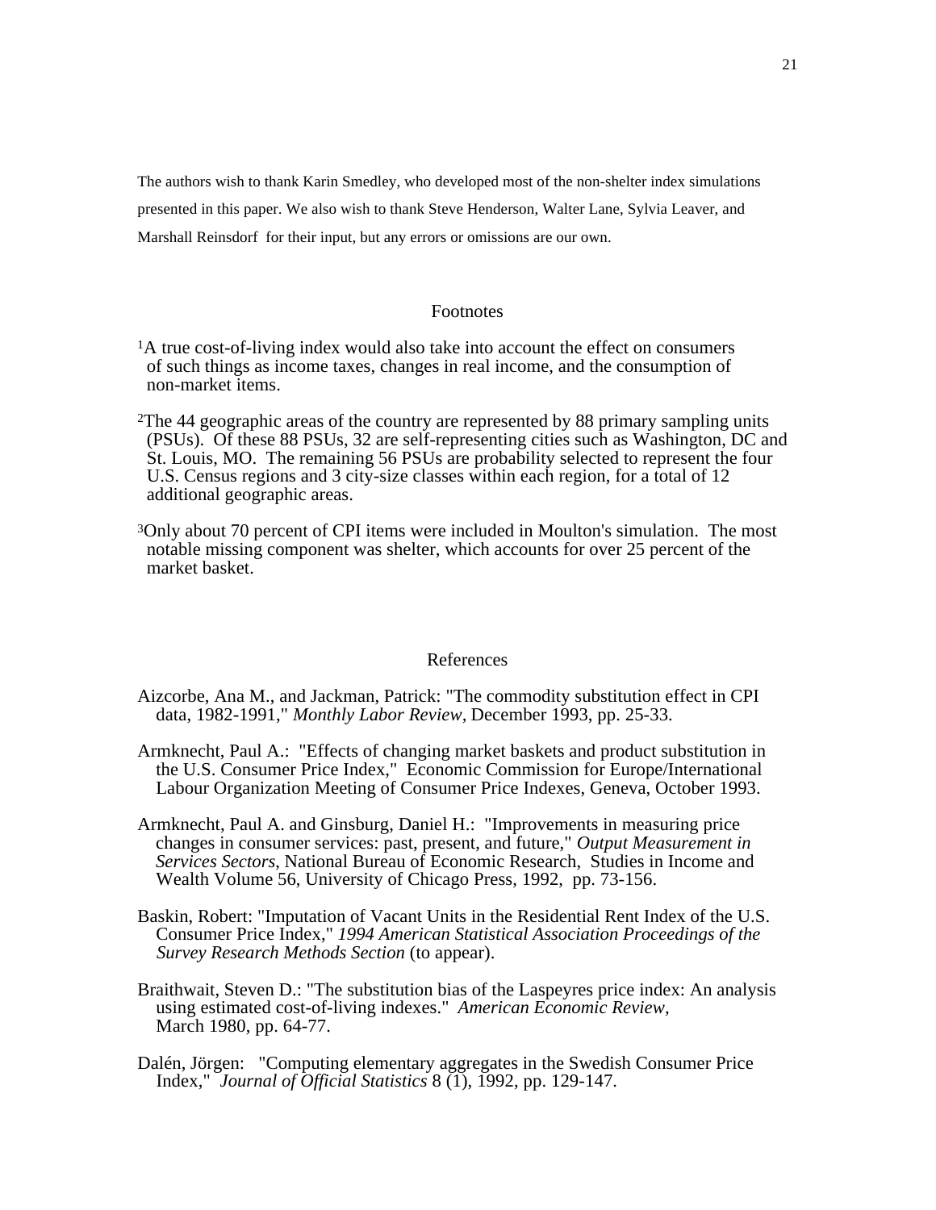The authors wish to thank Karin Smedley, who developed most of the non-shelter index simulations presented in this paper. We also wish to thank Steve Henderson, Walter Lane, Sylvia Leaver, and Marshall Reinsdorf for their input, but any errors or omissions are our own.

## Footnotes

[1]A true cost-of-living index would also take into account the effect on consumers of such things as income taxes, changes in real income, and the consumption of non-market items.

[2]The 44 geographic areas of the country are represented by 88 primary sampling units (PSUs). Of these 88 PSUs, 32 are self-representing cities such as Washington, DC and St. Louis, MO. The remaining 56 PSUs are probability selected to represent the four U.S. Census regions and 3 city-size classes within each region, for a total of 12 additional geographic areas.

[3]Only about 70 percent of CPI items were included in Moulton's simulation. The most notable missing component was shelter, which accounts for over 25 percent of the market basket.

## References

Aizcorbe, Ana M., and Jackman, Patrick: "The commodity substitution effect in CPI data, 1982-1991," *Monthly Labor Review*, December 1993, pp. 25-33.

Armknecht, Paul A.: "Effects of changing market baskets and product substitution in the U.S. Consumer Price Index," Economic Commission for Europe/International Labour Organization Meeting of Consumer Price Indexes, Geneva, October 1993.

Armknecht, Paul A. and Ginsburg, Daniel H.: "Improvements in measuring price changes in consumer services: past, present, and future," *Output Measurement in Services Sectors*, National Bureau of Economic Research, Studies in Income and Wealth Volume 56, University of Chicago Press, 1992, pp. 73-156.

Baskin, Robert: "Imputation of Vacant Units in the Residential Rent Index of the U.S. Consumer Price Index," *1994 American Statistical Association Proceedings of the Survey Research Methods Section* (to appear).

Braithwait, Steven D.: "The substitution bias of the Laspeyres price index: An analysis using estimated cost-of-living indexes." *American Economic Review*, March 1980, pp. 64-77.

Dalén, Jörgen: "Computing elementary aggregates in the Swedish Consumer Price Index," *Journal of Official Statistics* 8 (1), 1992, pp. 129-147.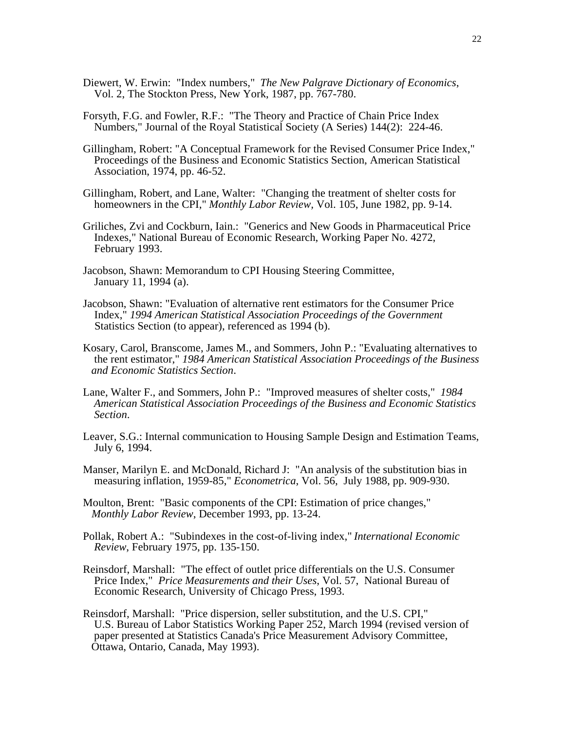Diewert, W. Erwin: "Index numbers," *The New Palgrave Dictionary of Economics*, Vol. 2, The Stockton Press, New York, 1987, pp. 767-780.

Forsyth, F.G. and Fowler, R.F.: "The Theory and Practice of Chain Price Index Numbers," Journal of the Royal Statistical Society (A Series) 144(2): 224-46.

Gillingham, Robert: "A Conceptual Framework for the Revised Consumer Price Index," Proceedings of the Business and Economic Statistics Section, American Statistical Association, 1974, pp. 46-52.

Gillingham, Robert, and Lane, Walter: "Changing the treatment of shelter costs for homeowners in the CPI," *Monthly Labor Review*, Vol. 105, June 1982, pp. 9-14.

Griliches, Zvi and Cockburn, Iain.: "Generics and New Goods in Pharmaceutical Price Indexes," National Bureau of Economic Research, Working Paper No. 4272, February 1993.

Jacobson, Shawn: Memorandum to CPI Housing Steering Committee, January 11, 1994 (a).

Jacobson, Shawn: "Evaluation of alternative rent estimators for the Consumer Price Index," *1994 American Statistical Association Proceedings of the Government* Statistics Section (to appear), referenced as 1994 (b).

Kosary, Carol, Branscome, James M., and Sommers, John P.: "Evaluating alternatives to the rent estimator," *1984 American Statistical Association Proceedings of the Business and Economic Statistics Section*.

Lane, Walter F., and Sommers, John P.: "Improved measures of shelter costs," *1984 American Statistical Association Proceedings of the Business and Economic Statistics Section*.

Leaver, S.G.: Internal communication to Housing Sample Design and Estimation Teams, July 6, 1994.

Manser, Marilyn E. and McDonald, Richard J: "An analysis of the substitution bias in measuring inflation, 1959-85," *Econometrica*, Vol. 56, July 1988, pp. 909-930.

Moulton, Brent: "Basic components of the CPI: Estimation of price changes," *Monthly Labor Review*, December 1993, pp. 13-24.

Pollak, Robert A.: "Subindexes in the cost-of-living index," *International Economic Review*, February 1975, pp. 135-150.

Reinsdorf, Marshall: "The effect of outlet price differentials on the U.S. Consumer Price Index," *Price Measurements and their Uses*, Vol. 57, National Bureau of Economic Research, University of Chicago Press, 1993.

Reinsdorf, Marshall: "Price dispersion, seller substitution, and the U.S. CPI," U.S. Bureau of Labor Statistics Working Paper 252, March 1994 (revised version of paper presented at Statistics Canada's Price Measurement Advisory Committee, Ottawa, Ontario, Canada, May 1993).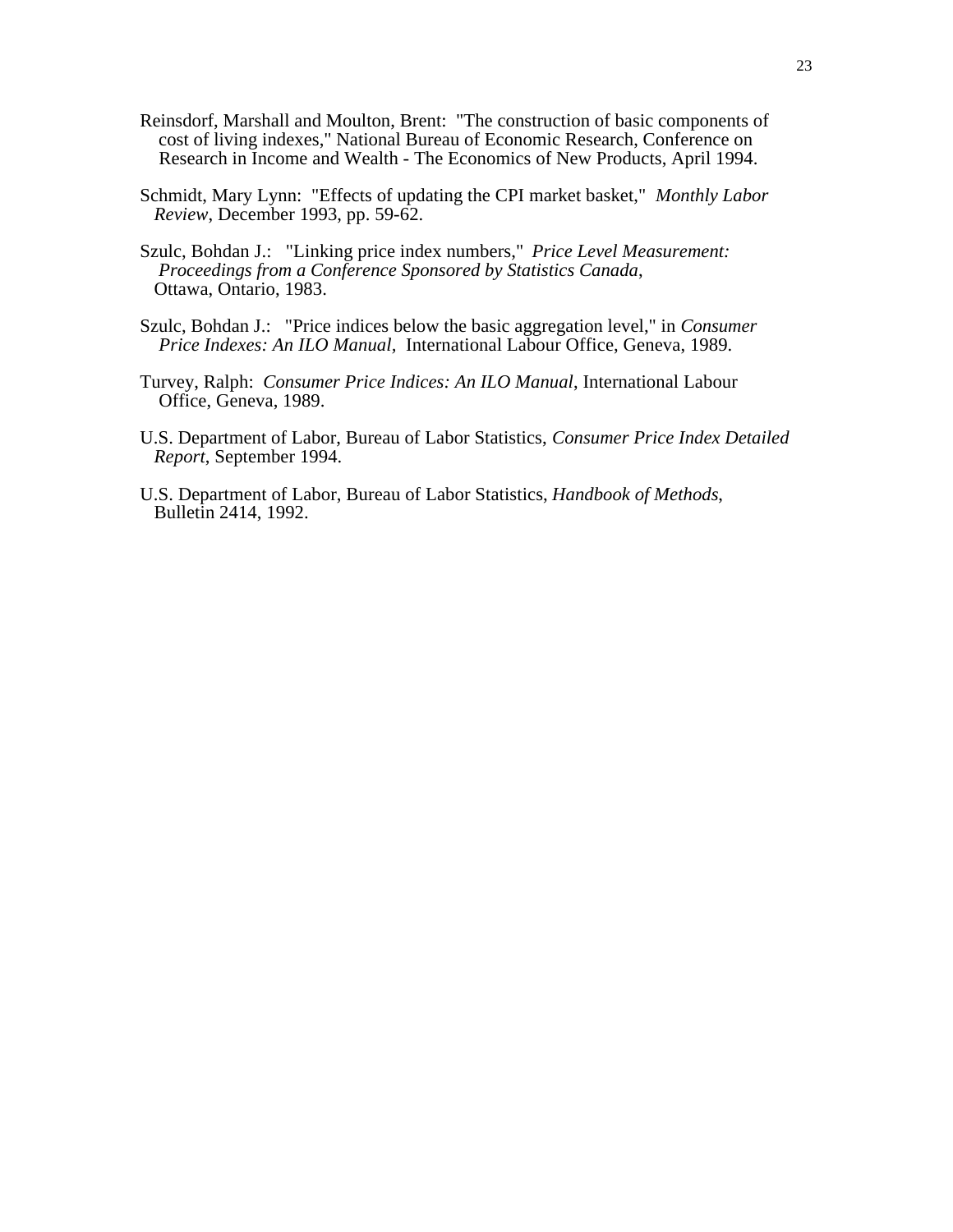Reinsdorf, Marshall and Moulton, Brent: "The construction of basic components of cost of living indexes," National Bureau of Economic Research, Conference on Research in Income and Wealth - The Economics of New Products, April 1994.

Schmidt, Mary Lynn: "Effects of updating the CPI market basket," *Monthly Labor Review*, December 1993, pp. 59-62.

Szulc, Bohdan J.: "Linking price index numbers," *Price Level Measurement: Proceedings from a Conference Sponsored by Statistics Canada,* Ottawa, Ontario, 1983.

Szulc, Bohdan J.: "Price indices below the basic aggregation level," in *Consumer Price Indexes: An ILO Manual,* International Labour Office, Geneva, 1989.

Turvey, Ralph: *Consumer Price Indices: An ILO Manual*, International Labour Office, Geneva, 1989.

U.S. Department of Labor, Bureau of Labor Statistics, *Consumer Price Index Detailed Report*, September 1994.

U.S. Department of Labor, Bureau of Labor Statistics, *Handbook of Methods*, Bulletin 2414, 1992.